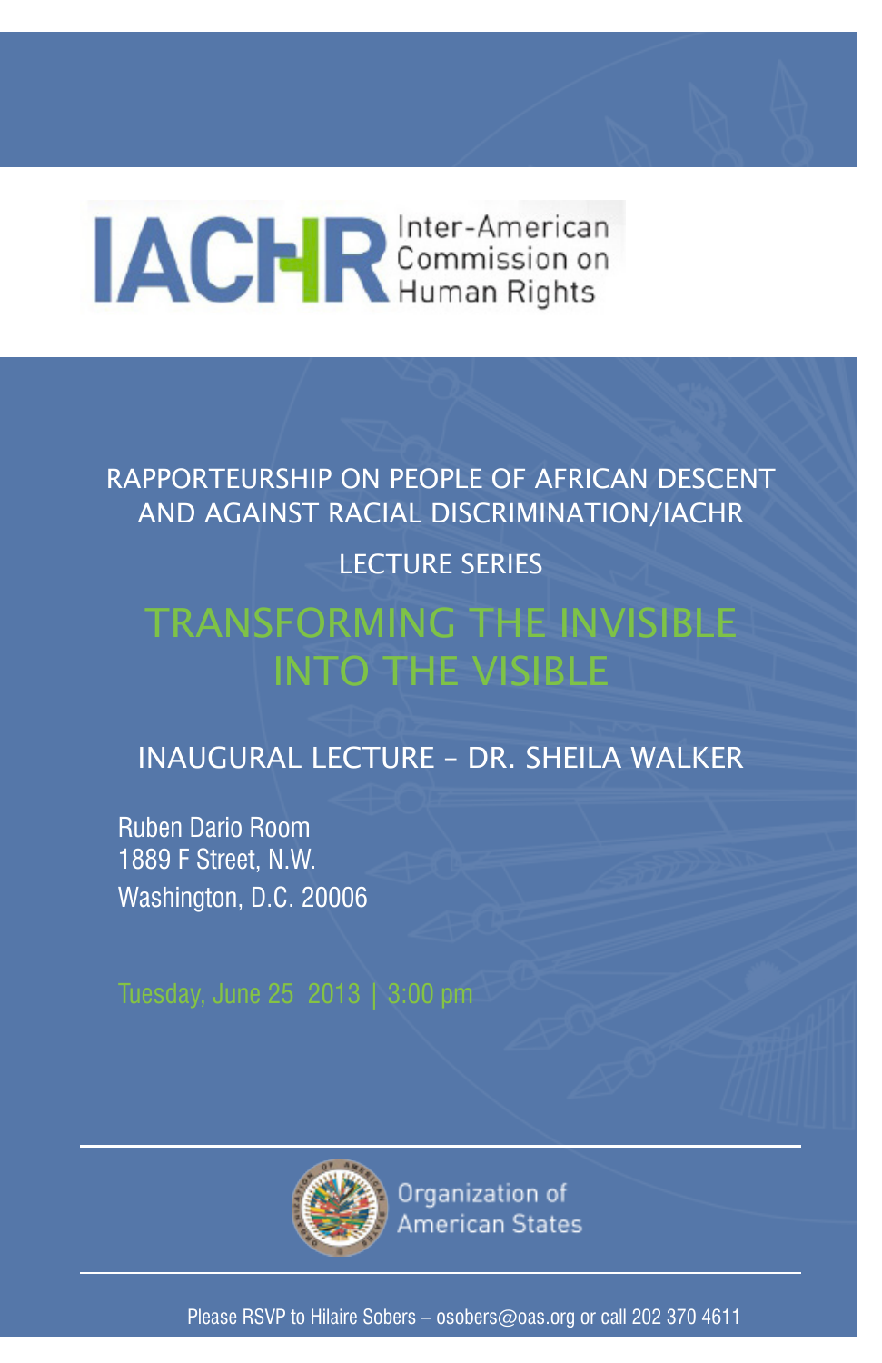IACHR Inter-American Commission on Human Rights

RAPPORTEURSHIP ON PEOPLE OF AFRICAN DESCENT AND AGAINST RACIAL DISCRIMINATION/IACHR

LECTURE SERIES

# TRANSFORMING THE INVISIBLE INTO THE VISIBLE

## INAUGURAL LECTURE – DR. SHEILA WALKER

Ruben Dario Room
1889 F Street, N.W.
Washington, D.C. 20006

Tuesday, June 25 2013 | 3:00 pm

Organization of American States

Please RSVP to Hilaire Sobers – osobers@oas.org or call 202 370 4611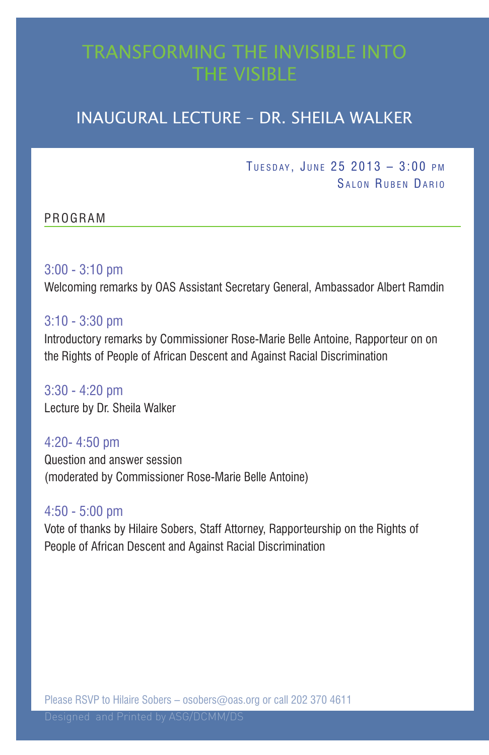# TRANSFORMING THE INVISIBLE INTO THE VISIBLE

## INAUGURAL LECTURE – DR. SHEILA WALKER

TUESDAY, JUNE 25 2013 – 3:00 PM
SALON RUBEN DARIO

### PROGRAM

**3:00 - 3:10 pm**
Welcoming remarks by OAS Assistant Secretary General, Ambassador Albert Ramdin

**3:10 - 3:30 pm**
Introductory remarks by Commissioner Rose-Marie Belle Antoine, Rapporteur on on the Rights of People of African Descent and Against Racial Discrimination

**3:30 - 4:20 pm**
Lecture by Dr. Sheila Walker

**4:20- 4:50 pm**
Question and answer session
(moderated by Commissioner Rose-Marie Belle Antoine)

**4:50 - 5:00 pm**
Vote of thanks by Hilaire Sobers, Staff Attorney, Rapporteurship on the Rights of People of African Descent and Against Racial Discrimination

Please RSVP to Hilaire Sobers – osobers@oas.org or call 202 370 4611

Designed and Printed by ASG/DCMM/DS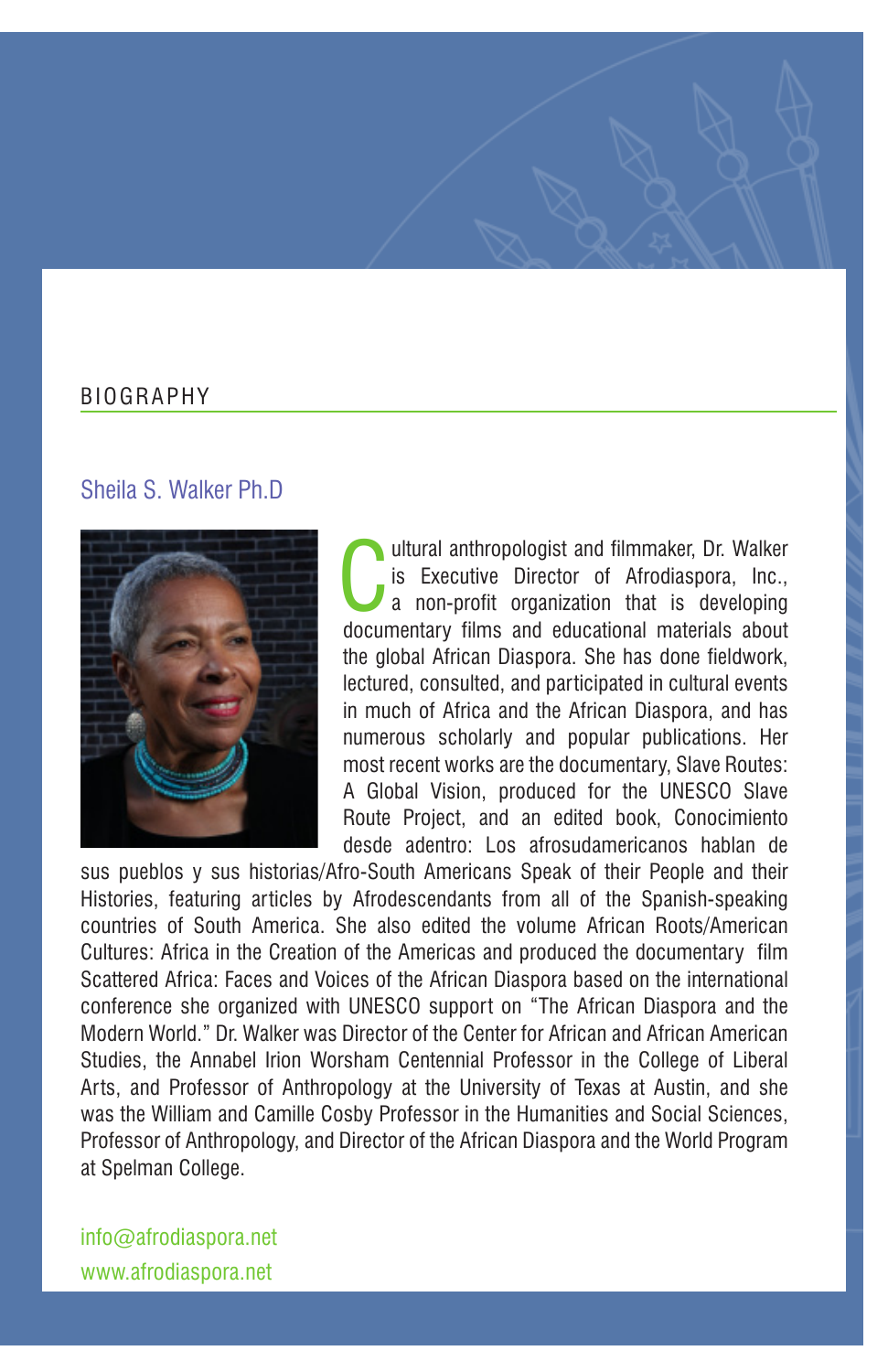## BIOGRAPHY

### Sheila S. Walker Ph.D

Cultural anthropologist and filmmaker, Dr. Walker is Executive Director of Afrodiaspora, Inc., a non-profit organization that is developing documentary films and educational materials about the global African Diaspora. She has done fieldwork, lectured, consulted, and participated in cultural events in much of Africa and the African Diaspora, and has numerous scholarly and popular publications. Her most recent works are the documentary, Slave Routes: A Global Vision, produced for the UNESCO Slave Route Project, and an edited book, Conocimiento desde adentro: Los afrosudamericanos hablan de sus pueblos y sus historias/Afro-South Americans Speak of their People and their Histories, featuring articles by Afrodescendants from all of the Spanish-speaking countries of South America. She also edited the volume African Roots/American Cultures: Africa in the Creation of the Americas and produced the documentary film Scattered Africa: Faces and Voices of the African Diaspora based on the international conference she organized with UNESCO support on "The African Diaspora and the Modern World." Dr. Walker was Director of the Center for African and African American Studies, the Annabel Irion Worsham Centennial Professor in the College of Liberal Arts, and Professor of Anthropology at the University of Texas at Austin, and she was the William and Camille Cosby Professor in the Humanities and Social Sciences, Professor of Anthropology, and Director of the African Diaspora and the World Program at Spelman College.

info@afrodiaspora.net
www.afrodiaspora.net